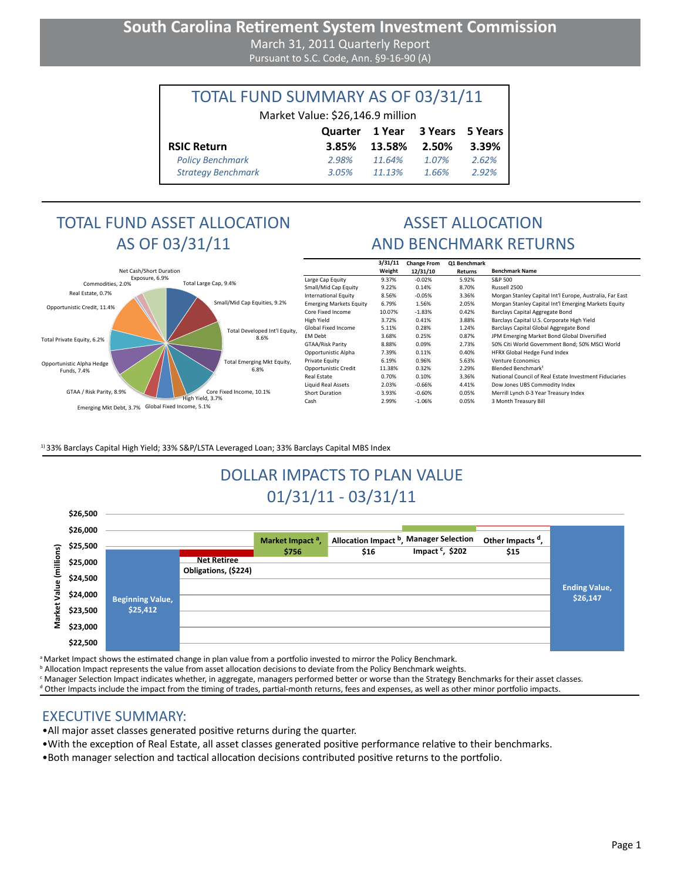# South Carolina Retirement System Investment Commission

March 31, 2011 Quarterly Report

Pursuant to S.C. Code, Ann. §9-16-90 (A)

## TOTAL FUND SUMMARY AS OF 03/31/11

Market Value: $26,146.9 million

| | Quarter | 1 Year | 3 Years | 5 Years |
|---|---|---|---|---|
| **RSIC Return** | **3.85%** | **13.58%** | **2.50%** | **3.39%** |
| *Policy Benchmark* | *2.98%* | *11.64%* | *1.07%* | *2.62%* |
| *Strategy Benchmark* | *3.05%* | *11.13%* | *1.66%* | *2.92%* |

## TOTAL FUND ASSET ALLOCATION AS OF 03/31/11

- Total Large Cap, 9.4%
- Small/Mid Cap Equities, 9.2%
- Total Developed Int'l Equity, 8.6%
- Total Emerging Mkt Equity, 6.8%
- Core Fixed Income, 10.1%
- High Yield, 3.7%
- Global Fixed Income, 5.1%
- Emerging Mkt Debt, 3.7%
- GTAA / Risk Parity, 8.9%
- Opportunistic Alpha Hedge Funds, 7.4%
- Total Private Equity, 6.2%
- Opportunistic Credit, 11.4%
- Real Estate, 0.7%
- Commodities, 2.0%
- Net Cash/Short Duration Exposure, 6.9%

## ASSET ALLOCATION AND BENCHMARK RETURNS

| | 3/31/11 Weight | Change From 12/31/10 | Q1 Benchmark Returns | Benchmark Name |
|---|---|---|---|---|
| Large Cap Equity | 9.37% | -0.02% | 5.92% | S&P 500 |
| Small/Mid Cap Equity | 9.22% | 0.14% | 8.70% | Russell 2500 |
| International Equity | 8.56% | -0.05% | 3.36% | Morgan Stanley Capital Int'l Europe, Australia, Far East |
| Emerging Markets Equity | 6.79% | 1.56% | 2.05% | Morgan Stanley Capital Int'l Emerging Markets Equity |
| Core Fixed Income | 10.07% | -1.83% | 0.42% | Barclays Capital Aggregate Bond |
| High Yield | 3.72% | 0.41% | 3.88% | Barclays Capital U.S. Corporate High Yield |
| Global Fixed Income | 5.11% | 0.28% | 1.24% | Barclays Capital Global Aggregate Bond |
| EM Debt | 3.68% | 0.25% | 0.87% | JPM Emerging Market Bond Global Diversified |
| GTAA/Risk Parity | 8.88% | 0.09% | 2.73% | 50% Citi World Government Bond; 50% MSCI World |
| Opportunistic Alpha | 7.39% | 0.11% | 0.40% | HFRX Global Hedge Fund Index |
| Private Equity | 6.19% | 0.96% | 5.63% | Venture Economics |
| Opportunistic Credit | 11.38% | 0.32% | 2.29% | Blended Benchmark[1] |
| Real Estate | 0.70% | 0.10% | 3.36% | National Council of Real Estate Investment Fiduciaries |
| Liquid Real Assets | 2.03% | -0.66% | 4.41% | Dow Jones UBS Commodity Index |
| Short Duration | 3.93% | -0.60% | 0.05% | Merrill Lynch 0-3 Year Treasury Index |
| Cash | 2.99% | -1.06% | 0.05% | 3 Month Treasury Bill |

[1] 33% Barclays Capital High Yield; 33% S&P/LSTA Leveraged Loan; 33% Barclays Capital MBS Index

## DOLLAR IMPACTS TO PLAN VALUE 01/31/11 - 03/31/11

| Component | Market Value (millions) |
|---|---|
| Beginning Value | $25,412 |
| Net Retiree Obligations | ($224) |
| Market Impact [a] | $756 |
| Allocation Impact [b] | $16 |
| Manager Selection Impact [c] | $202 |
| Other Impacts [d] | $15 |
| Ending Value | $26,147 |

[a] Market Impact shows the estimated change in plan value from a portfolio invested to mirror the Policy Benchmark.

[b] Allocation Impact represents the value from asset allocation decisions to deviate from the Policy Benchmark weights.

[c] Manager Selection Impact indicates whether, in aggregate, managers performed better or worse than the Strategy Benchmarks for their asset classes.

[d] Other Impacts include the impact from the timing of trades, partial-month returns, fees and expenses, as well as other minor portfolio impacts.

## EXECUTIVE SUMMARY:

- All major asset classes generated positive returns during the quarter.
- With the exception of Real Estate, all asset classes generated positive performance relative to their benchmarks.
- Both manager selection and tactical allocation decisions contributed positive returns to the portfolio.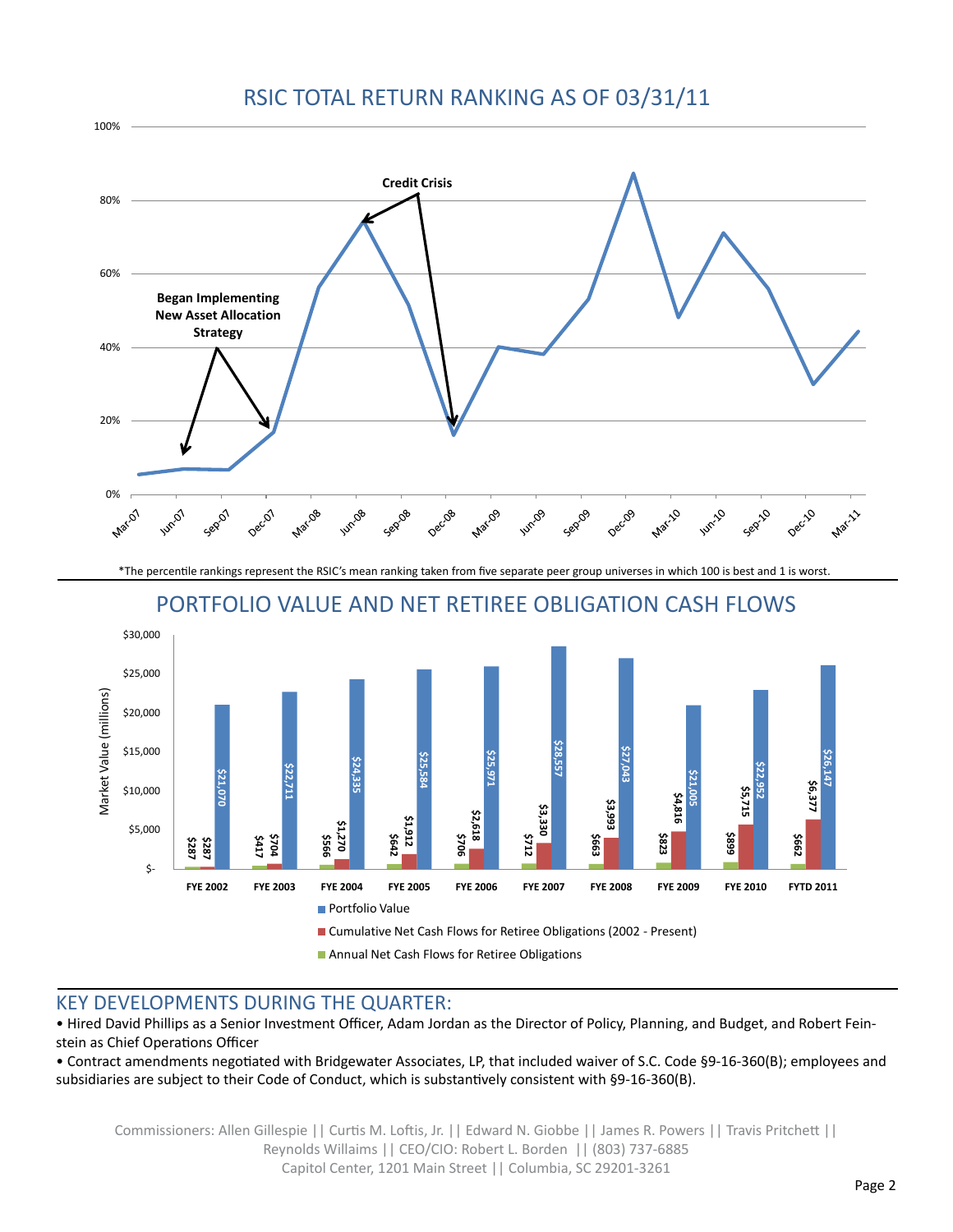## RSIC TOTAL RETURN RANKING AS OF 03/31/11

100%
80%
60%
40%
20%
0%

Credit Crisis

Began Implementing New Asset Allocation Strategy

Mar-07 Jun-07 Sep-07 Dec-07 Mar-08 Jun-08 Sep-08 Dec-08 Mar-09 Jun-09 Sep-09 Dec-09 Mar-10 Jun-10 Sep-10 Dec-10 Mar-11

*The percentile rankings represent the RSIC's mean ranking taken from five separate peer group universes in which 100 is best and 1 is worst.

## PORTFOLIO VALUE AND NET RETIREE OBLIGATION CASH FLOWS

Market Value (millions)

$30,000
$25,000
$20,000
$15,000
$10,000
$5,000
$-

FYE 2002: $287 $287 $21,070
FYE 2003: $417 $704 $22,711
FYE 2004: $566 $1,270 $24,335
FYE 2005: $642 $1,912 $25,584
FYE 2006: $706 $2,618 $25,971
FYE 2007: $712 $3,330 $28,557
FYE 2008: $663 $3,993 $27,043
FYE 2009: $823 $4,816 $21,005
FYE 2010: $899 $5,715 $22,952
FYTD 2011: $662 $6,377 $26,147

Portfolio Value
Cumulative Net Cash Flows for Retiree Obligations (2002 - Present)
Annual Net Cash Flows for Retiree Obligations

## KEY DEVELOPMENTS DURING THE QUARTER:

- Hired David Phillips as a Senior Investment Officer, Adam Jordan as the Director of Policy, Planning, and Budget, and Robert Feinstein as Chief Operations Officer
- Contract amendments negotiated with Bridgewater Associates, LP, that included waiver of S.C. Code §9-16-360(B); employees and subsidiaries are subject to their Code of Conduct, which is substantively consistent with §9-16-360(B).

Commissioners: Allen Gillespie || Curtis M. Loftis, Jr. || Edward N. Giobbe || James R. Powers || Travis Pritchett || Reynolds Willaims || CEO/CIO: Robert L. Borden || (803) 737-6885
Capitol Center, 1201 Main Street || Columbia, SC 29201-3261